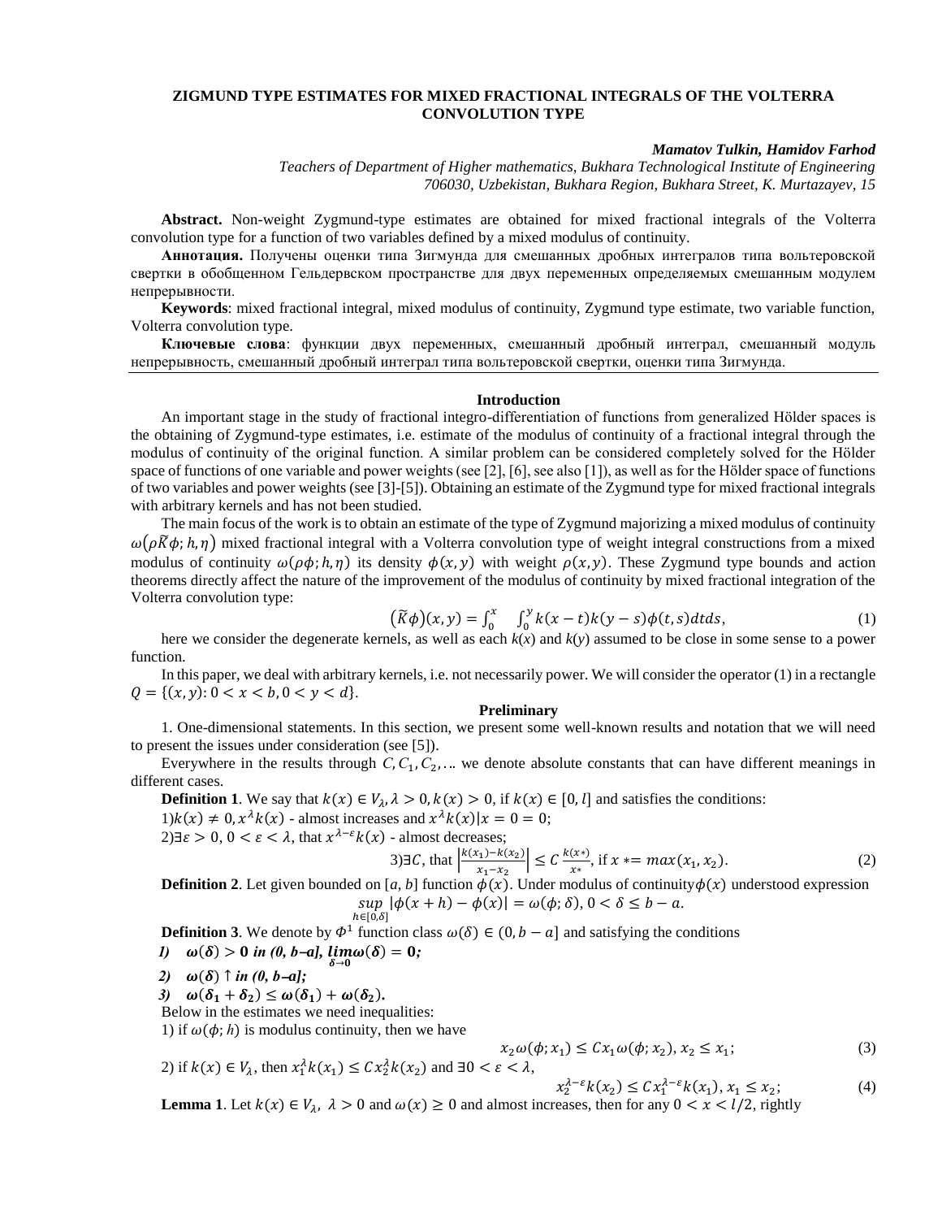# ZIGMUND TYPE ESTIMATES FOR MIXED FRACTIONAL INTEGRALS OF THE VOLTERRA CONVOLUTION TYPE

***Mamatov Tulkin, Hamidov Farhod***

*Teachers of Department of Higher mathematics, Bukhara Technological Institute of Engineering*
*706030, Uzbekistan, Bukhara Region, Bukhara Street, K. Murtazayev, 15*

**Abstract.** Non-weight Zygmund-type estimates are obtained for mixed fractional integrals of the Volterra convolution type for a function of two variables defined by a mixed modulus of continuity.

**Аннотация.** Получены оценки типа Зигмунда для смешанных дробных интегралов типа вольтеровской свертки в обобщенном Гельдервском пространстве для двух переменных определяемых смешанным модулем непрерывности.

**Keywords**: mixed fractional integral, mixed modulus of continuity, Zygmund type estimate, two variable function, Volterra convolution type.

**Ключевые слова**: функции двух переменных, смешанный дробный интеграл, смешанный модуль непрерывность, смешанный дробный интеграл типа вольтеровской свертки, оценки типа Зигмунда.

## Introduction

An important stage in the study of fractional integro-differentiation of functions from generalized Hölder spaces is the obtaining of Zygmund-type estimates, i.e. estimate of the modulus of continuity of a fractional integral through the modulus of continuity of the original function. A similar problem can be considered completely solved for the Hölder space of functions of one variable and power weights (see [2], [6], see also [1]), as well as for the Hölder space of functions of two variables and power weights (see [3]-[5]). Obtaining an estimate of the Zygmund type for mixed fractional integrals with arbitrary kernels and has not been studied.

The main focus of the work is to obtain an estimate of the type of Zygmund majorizing a mixed modulus of continuity $\omega(\rho\widetilde{K}\phi; h,\eta)$ mixed fractional integral with a Volterra convolution type of weight integral constructions from a mixed modulus of continuity $\omega(\rho\phi; h,\eta)$ its density $\phi(x,y)$ with weight $\rho(x,y)$. These Zygmund type bounds and action theorems directly affect the nature of the improvement of the modulus of continuity by mixed fractional integration of the Volterra convolution type:

$$\left(\widetilde{K}\phi\right)(x,y) = \int_0^x \int_0^y k(x-t)k(y-s)\phi(t,s)dtds, \tag{1}$$

here we consider the degenerate kernels, as well as each $k(x)$ and $k(y)$ assumed to be close in some sense to a power function.

In this paper, we deal with arbitrary kernels, i.e. not necessarily power. We will consider the operator (1) in a rectangle $Q = \{(x,y): 0 < x < b, 0 < y < d\}$.

## Preliminary

1. One-dimensional statements. In this section, we present some well-known results and notation that we will need to present the issues under consideration (see [5]).

Everywhere in the results through $C, C_1, C_2, \ldots$ we denote absolute constants that can have different meanings in different cases.

**Definition 1**. We say that $k(x) \in V_\lambda, \lambda > 0, k(x) > 0$, if $k(x) \in [0, l]$ and satisfies the conditions:

1)$k(x) \neq 0, x^\lambda k(x)$ - almost increases and $x^\lambda k(x)|x = 0 = 0$;

2)$\exists \varepsilon > 0,\ 0 < \varepsilon < \lambda$, that $x^{\lambda-\varepsilon}k(x)$ - almost decreases;

$$3)\exists C, \text{ that } \left|\frac{k(x_1)-k(x_2)}{x_1-x_2}\right| \leq C\frac{k(x*)}{x*}, \text{ if } x* = max(x_1, x_2). \tag{2}$$

**Definition 2**. Let given bounded on $[a, b]$ function $\phi(x)$. Under modulus of continuity$\phi(x)$ understood expression

$$\sup_{h\in[0,\delta]} |\phi(x+h) - \phi(x)| = \omega(\phi;\delta), 0 < \delta \leq b - a.$$

**Definition 3**. We denote by $\Phi^1$ function class $\omega(\delta) \in (0, b-a]$ and satisfying the conditions

1) $\boldsymbol{\omega(\delta) > 0}$ ***in (0, b–a],*** $\boldsymbol{\lim_{\delta\to 0}\omega(\delta) = 0}$***;***

2) $\boldsymbol{\omega(\delta)}\uparrow$ ***in (0, b–a];***

3) $\boldsymbol{\omega(\delta_1+\delta_2) \leq \omega(\delta_1)+\omega(\delta_2)}$**.**

Below in the estimates we need inequalities:

1) if $\omega(\phi; h)$ is modulus continuity, then we have

$$x_2\omega(\phi; x_1) \leq Cx_1\omega(\phi; x_2), x_2 \leq x_1; \tag{3}$$

2) if $k(x) \in V_\lambda$, then $x_1^\lambda k(x_1) \leq Cx_2^\lambda k(x_2)$ and $\exists 0 < \varepsilon < \lambda$,

$$x_2^{\lambda-\varepsilon}k(x_2) \leq Cx_1^{\lambda-\varepsilon}k(x_1), x_1 \leq x_2; \tag{4}$$

**Lemma 1**. Let $k(x) \in V_\lambda,\ \lambda > 0$ and $\omega(x) \geq 0$ and almost increases, then for any $0 < x < l/2$, rightly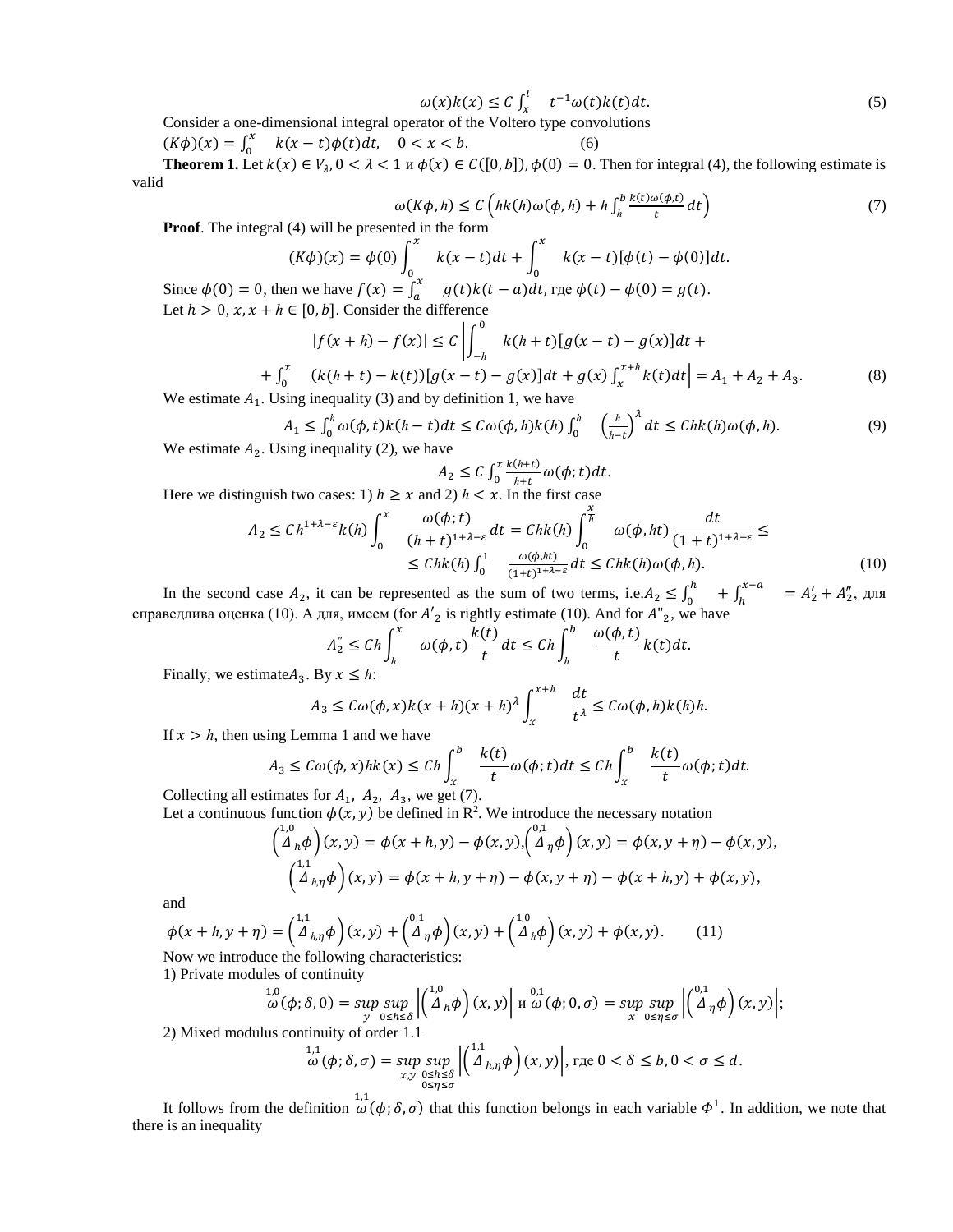$$\omega(x)k(x) \le C\int_x^l t^{-1}\omega(t)k(t)dt. \tag{5}$$

Consider a one-dimensional integral operator of the Voltero type convolutions

$$(K\phi)(x) = \int_0^x k(x-t)\phi(t)dt, \quad 0 < x < b. \tag{6}$$

**Theorem 1.** Let $k(x) \in V_\lambda, 0 < \lambda < 1$ и $\phi(x) \in C([0,b]), \phi(0) = 0$. Then for integral (4), the following estimate is valid

$$\omega(K\phi, h) \le C\left(hk(h)\omega(\phi, h) + h\int_h^b \frac{k(t)\omega(\phi,t)}{t}dt\right) \tag{7}$$

**Proof**. The integral (4) will be presented in the form

$$(K\phi)(x) = \phi(0)\int_0^x k(x-t)dt + \int_0^x k(x-t)[\phi(t) - \phi(0)]dt.$$

Since $\phi(0) = 0$, then we have $f(x) = \int_a^x g(t)k(t-a)dt$, где $\phi(t) - \phi(0) = g(t)$.

Let $h > 0$, $x, x+h \in [0,b]$. Consider the difference

$$|f(x+h) - f(x)| \le C\left|\int_{-h}^0 k(h+t)[g(x-t) - g(x)]dt + \right.$$

$$\left. + \int_0^x (k(h+t) - k(t))[g(x-t) - g(x)]dt + g(x)\int_x^{x+h} k(t)dt\right| = A_1 + A_2 + A_3. \tag{8}$$

We estimate $A_1$. Using inequality (3) and by definition 1, we have

$$A_1 \le \int_0^h \omega(\phi, t)k(h-t)dt \le C\omega(\phi, h)k(h)\int_0^h \left(\frac{h}{h-t}\right)^\lambda dt \le Chk(h)\omega(\phi, h). \tag{9}$$

We estimate $A_2$. Using inequality (2), we have

$$A_2 \le C\int_0^x \frac{k(h+t)}{h+t}\omega(\phi; t)dt.$$

Here we distinguish two cases: 1) $h \ge x$ and 2) $h < x$. In the first case

$$A_2 \le Ch^{1+\lambda-\varepsilon}k(h)\int_0^x \frac{\omega(\phi; t)}{(h+t)^{1+\lambda-\varepsilon}}dt = Chk(h)\int_0^{\frac{x}{h}} \omega(\phi, ht)\frac{dt}{(1+t)^{1+\lambda-\varepsilon}} \le$$

$$\le Chk(h)\int_0^1 \frac{\omega(\phi, ht)}{(1+t)^{1+\lambda-\varepsilon}}dt \le Chk(h)\omega(\phi, h). \tag{10}$$

In the second case $A_2$, it can be represented as the sum of two terms, i.e. $A_2 \le \int_0^h + \int_h^{x-a} = A_2' + A_2''$, для справедлива оценка (10). А для, имеем (for $A'_2$ is rightly estimate (10). And for $A''_2$, we have

$$A_2'' \le Ch\int_h^x \omega(\phi, t)\frac{k(t)}{t}dt \le Ch\int_h^b \frac{\omega(\phi, t)}{t}k(t)dt.$$

Finally, we estimate $A_3$. By $x \le h$:

$$A_3 \le C\omega(\phi, x)k(x+h)(x+h)^\lambda \int_x^{x+h} \frac{dt}{t^\lambda} \le C\omega(\phi, h)k(h)h.$$

If $x > h$, then using Lemma 1 and we have

$$A_3 \le C\omega(\phi, x)hk(x) \le Ch\int_x^b \frac{k(t)}{t}\omega(\phi; t)dt \le Ch\int_x^b \frac{k(t)}{t}\omega(\phi; t)dt.$$

Collecting all estimates for $A_1$, $A_2$, $A_3$, we get (7).

Let a continuous function $\phi(x,y)$ be defined in $R^2$. We introduce the necessary notation

$$\left(\overset{1,0}{\Delta}_h\phi\right)(x,y) = \phi(x+h,y) - \phi(x,y), \left(\overset{0,1}{\Delta}_\eta\phi\right)(x,y) = \phi(x,y+\eta) - \phi(x,y),$$

$$\left(\overset{1,1}{\Delta}_{h,\eta}\phi\right)(x,y) = \phi(x+h,y+\eta) - \phi(x,y+\eta) - \phi(x+h,y) + \phi(x,y),$$

and

$$\phi(x+h,y+\eta) = \left(\overset{1,1}{\Delta}_{h,\eta}\phi\right)(x,y) + \left(\overset{0,1}{\Delta}_\eta\phi\right)(x,y) + \left(\overset{1,0}{\Delta}_h\phi\right)(x,y) + \phi(x,y). \tag{11}$$

Now we introduce the following characteristics:

1) Private modules of continuity

$$\overset{1,0}{\omega}(\phi; \delta, 0) = \sup_y \sup_{0 \le h \le \delta}\left|\left(\overset{1,0}{\Delta}_h\phi\right)(x,y)\right| \text{ и } \overset{0,1}{\omega}(\phi; 0, \sigma) = \sup_x \sup_{0 \le \eta \le \sigma}\left|\left(\overset{0,1}{\Delta}_\eta\phi\right)(x,y)\right|;$$

2) Mixed modulus continuity of order 1.1

$$\overset{1,1}{\omega}(\phi; \delta, \sigma) = \sup_{x,y} \sup_{\substack{0 \le h \le \delta \\ 0 \le \eta \le \sigma}}\left|\left(\overset{1,1}{\Delta}_{h,\eta}\phi\right)(x,y)\right|, \text{ где } 0 < \delta \le b, 0 < \sigma \le d.$$

It follows from the definition $\overset{1,1}{\omega}(\phi; \delta, \sigma)$ that this function belongs in each variable $\Phi^1$. In addition, we note that there is an inequality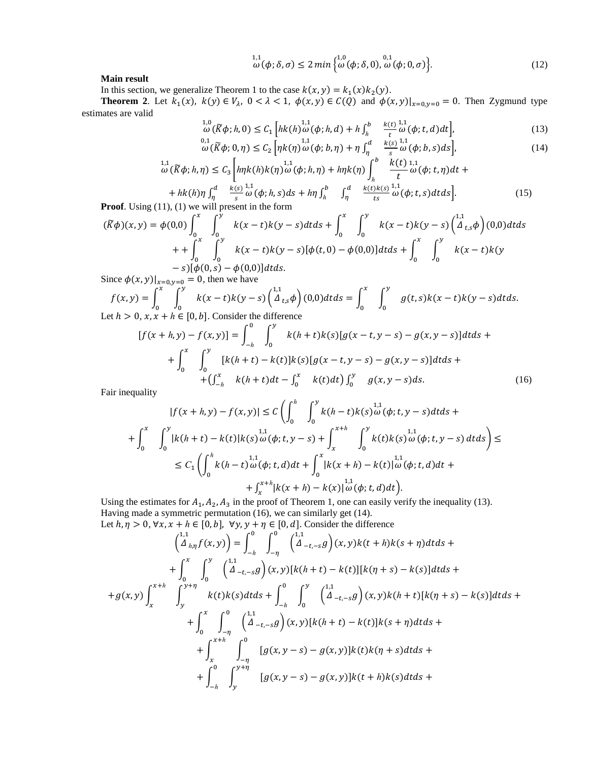$$\overset{1,1}{\omega}(\phi;\delta,\sigma) \le 2\min\left\{\overset{1,0}{\omega}(\phi;\delta,0), \overset{0,1}{\omega}(\phi;0,\sigma)\right\}. \tag{12}$$

**Main result**

In this section, we generalize Theorem 1 to the case $k(x,y) = k_1(x)k_2(y)$.

**Theorem 2**. Let $k_1(x),\ k(y) \in V_\lambda,\ 0 < \lambda < 1,\ \phi(x,y) \in C(Q)$ and $\phi(x,y)|_{x=0,y=0} = 0$. Then Zygmund type estimates are valid

$$\overset{1,0}{\omega}(\widetilde{K}\phi;h,0) \le C_1\left[hk(h)\overset{1,1}{\omega}(\phi;h,d) + h\int_h^b \frac{k(t)}{t}\overset{1,1}{\omega}(\phi;t,d)dt\right], \tag{13}$$

$$\overset{0,1}{\omega}(\widetilde{K}\phi;0,\eta) \le C_2\left[\eta k(\eta)\overset{1,1}{\omega}(\phi;b,\eta) + \eta\int_\eta^d \frac{k(s)}{s}\overset{1,1}{\omega}(\phi;b,s)ds\right], \tag{14}$$

$$\overset{1,1}{\omega}(\widetilde{K}\phi;h,\eta) \le C_3\left[h\eta k(h)k(\eta)\overset{1,1}{\omega}(\phi;h,\eta) + h\eta k(\eta)\int_h^b \frac{k(t)}{t}\overset{1,1}{\omega}(\phi;t,\eta)dt + \right.$$
$$\left. + hk(h)\eta\int_\eta^d \frac{k(s)}{s}\overset{1,1}{\omega}(\phi;h,s)ds + h\eta\int_h^b\int_\eta^d \frac{k(t)k(s)}{ts}\overset{1,1}{\omega}(\phi;t,s)dtds\right]. \tag{15}$$

**Proof**. Using (11), (1) we will present in the form

$$(\widetilde{K}\phi)(x,y) = \phi(0,0)\int_0^x\int_0^y k(x-t)k(y-s)dtds + \int_0^x\int_0^y k(x-t)k(y-s)\left(\overset{1,1}{\Delta}_{t,s}\phi\right)(0,0)dtds$$
$$+ + \int_0^x\int_0^y k(x-t)k(y-s)[\phi(t,0)-\phi(0,0)]dtds + \int_0^x\int_0^y k(x-t)k(y-s)[\phi(0,s)-\phi(0,0)]dtds.$$

Since $\phi(x,y)|_{x=0,y=0} = 0$, then we have

$$f(x,y) = \int_0^x\int_0^y k(x-t)k(y-s)\left(\overset{1,1}{\Delta}_{t,s}\phi\right)(0,0)dtds = \int_0^x\int_0^y g(t,s)k(x-t)k(y-s)dtds.$$

Let $h > 0,\ x, x+h \in [0,b]$. Consider the difference

$$[f(x+h,y) - f(x,y)] = \int_{-h}^0\int_0^y k(h+t)k(s)[g(x-t,y-s) - g(x,y-s)]dtds +$$
$$+ \int_0^x\int_0^y [k(h+t) - k(t)]k(s)[g(x-t,y-s) - g(x,y-s)]dtds +$$
$$+ \left(\int_{-h}^x k(h+t)dt - \int_0^x k(t)dt\right)\int_0^y g(x,y-s)ds. \tag{16}$$

Fair inequality

$$|f(x+h,y) - f(x,y)| \le C\left(\int_0^h\int_0^y k(h-t)k(s)\overset{1,1}{\omega}(\phi;t,y-s)dtds + \right.$$
$$+ \int_0^x\int_0^y |k(h+t) - k(t)|k(s)\overset{1,1}{\omega}(\phi;t,y-s) + \left.\int_x^{x+h}\int_0^y k(t)k(s)\overset{1,1}{\omega}(\phi;t,y-s)\,dtds\right) \le$$
$$\le C_1\left(\int_0^h k(h-t)\overset{1,1}{\omega}(\phi;t,d)dt + \int_0^x |k(x+h) - k(t)|\overset{1,1}{\omega}(\phi;t,d)dt + \right.$$
$$\left. + \int_x^{x+h}|k(x+h) - k(x)|\overset{1,1}{\omega}(\phi;t,d)dt\right).$$

Using the estimates for $A_1, A_2, A_3$ in the proof of Theorem 1, one can easily verify the inequality (13).

Having made a symmetric permutation (16), we can similarly get (14).

Let $h,\eta > 0, \forall x, x+h \in [0,b],\ \forall y, y+\eta \in [0,d]$. Consider the difference

$$\left(\overset{1,1}{\Delta}_{h,\eta}f(x,y)\right) = \int_{-h}^0\int_{-\eta}^0 \left(\overset{1,1}{\Delta}_{-t,-s}g\right)(x,y)k(t+h)k(s+\eta)dtds +$$
$$+ \int_0^x\int_0^y \left(\overset{1,1}{\Delta}_{-t,-s}g\right)(x,y)[k(h+t) - k(t)][k(\eta+s) - k(s)]dtds +$$
$$+ g(x,y)\int_x^{x+h}\int_y^{y+\eta} k(t)k(s)dtds + \int_{-h}^0\int_0^y \left(\overset{1,1}{\Delta}_{-t,-s}g\right)(x,y)k(h+t)[k(\eta+s) - k(s)]dtds +$$
$$+ \int_0^x\int_{-\eta}^0 \left(\overset{1,1}{\Delta}_{-t,-s}g\right)(x,y)[k(h+t) - k(t)]k(s+\eta)dtds +$$
$$+ \int_x^{x+h}\int_{-\eta}^0 [g(x,y-s) - g(x,y)]k(t)k(\eta+s)dtds +$$
$$+ \int_{-h}^0\int_y^{y+\eta} [g(x,y-s) - g(x,y)]k(t+h)k(s)dtds +$$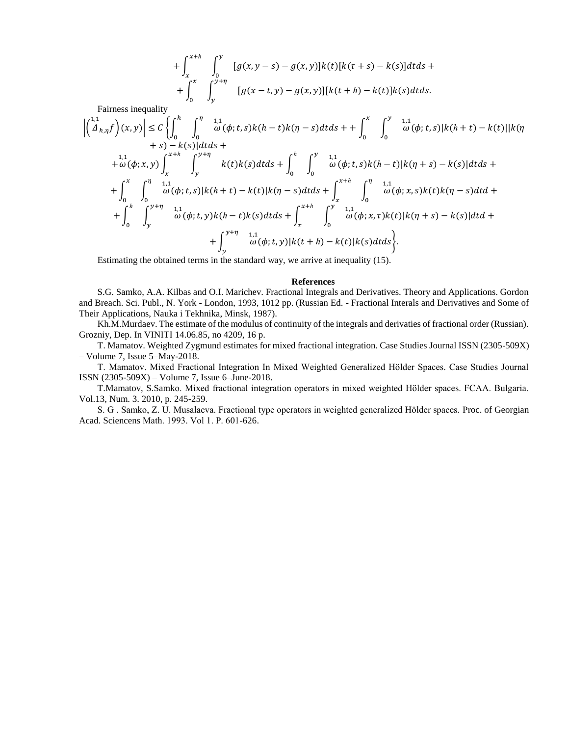$$+\int_x^{x+h}\int_0^y [g(x,y-s)-g(x,y)]k(t)[k(\tau+s)-k(s)]dtds+$$
$$+\int_0^x\int_y^{y+\eta} [g(x-t,y)-g(x,y)][k(t+h)-k(t)]k(s)dtds.$$

Fairness inequality

$$\left|\left(\overset{1,1}{\Delta}_{h,\eta}f\right)(x,y)\right| \le C\left\{\int_0^h\int_0^\eta \overset{1,1}{\omega}(\phi;t,s)k(h-t)k(\eta-s)dtds++\int_0^x\int_0^y \overset{1,1}{\omega}(\phi;t,s)|k(h+t)-k(t)||k(\eta+s)-k(s)|dtds+\right.$$
$$+\overset{1,1}{\omega}(\phi;x,y)\int_x^{x+h}\int_y^{y+\eta} k(t)k(s)dtds+\int_0^h\int_0^y \overset{1,1}{\omega}(\phi;t,s)k(h-t)|k(\eta+s)-k(s)|dtds+$$
$$+\int_0^x\int_0^\eta \overset{1,1}{\omega}(\phi;t,s)|k(h+t)-k(t)|k(\eta-s)dtds+\int_x^{x+h}\int_0^\eta \overset{1,1}{\omega}(\phi;x,s)k(t)k(\eta-s)dtd+$$
$$+\int_0^h\int_y^{y+\eta} \overset{1,1}{\omega}(\phi;t,y)k(h-t)k(s)dtds+\int_x^{x+h}\int_0^y \overset{1,1}{\omega}(\phi;x,\tau)k(t)|k(\eta+s)-k(s)|dtd+$$
$$\left.+\int_y^{y+\eta} \overset{1,1}{\omega}(\phi;t,y)|k(t+h)-k(t)|k(s)dtds\right\}.$$

Estimating the obtained terms in the standard way, we arrive at inequality (15).

## References

S.G. Samko, A.A. Kilbas and O.I. Marichev. Fractional Integrals and Derivatives. Theory and Applications. Gordon and Breach. Sci. Publ., N. York - London, 1993, 1012 pp. (Russian Ed. - Fractional Interals and Derivatives and Some of Their Applications, Nauka i Tekhnika, Minsk, 1987).

Kh.M.Murdaev. The estimate of the modulus of continuity of the integrals and derivaties of fractional order (Russian). Grozniy, Dep. In VINITI 14.06.85, no 4209, 16 p.

T. Mamatov. Weighted Zygmund estimates for mixed fractional integration. Case Studies Journal ISSN (2305-509X) – Volume 7, Issue 5–May-2018.

T. Mamatov. Mixed Fractional Integration In Mixed Weighted Generalized Hölder Spaces. Case Studies Journal ISSN (2305-509X) – Volume 7, Issue 6–June-2018.

T.Mamatov, S.Samko. Mixed fractional integration operators in mixed weighted Hölder spaces. FCAA. Bulgaria. Vol.13, Num. 3. 2010, p. 245-259.

S. G . Samko, Z. U. Musalaeva. Fractional type operators in weighted generalized Hölder spaces. Proc. of Georgian Acad. Sciencens Math. 1993. Vol 1. P. 601-626.